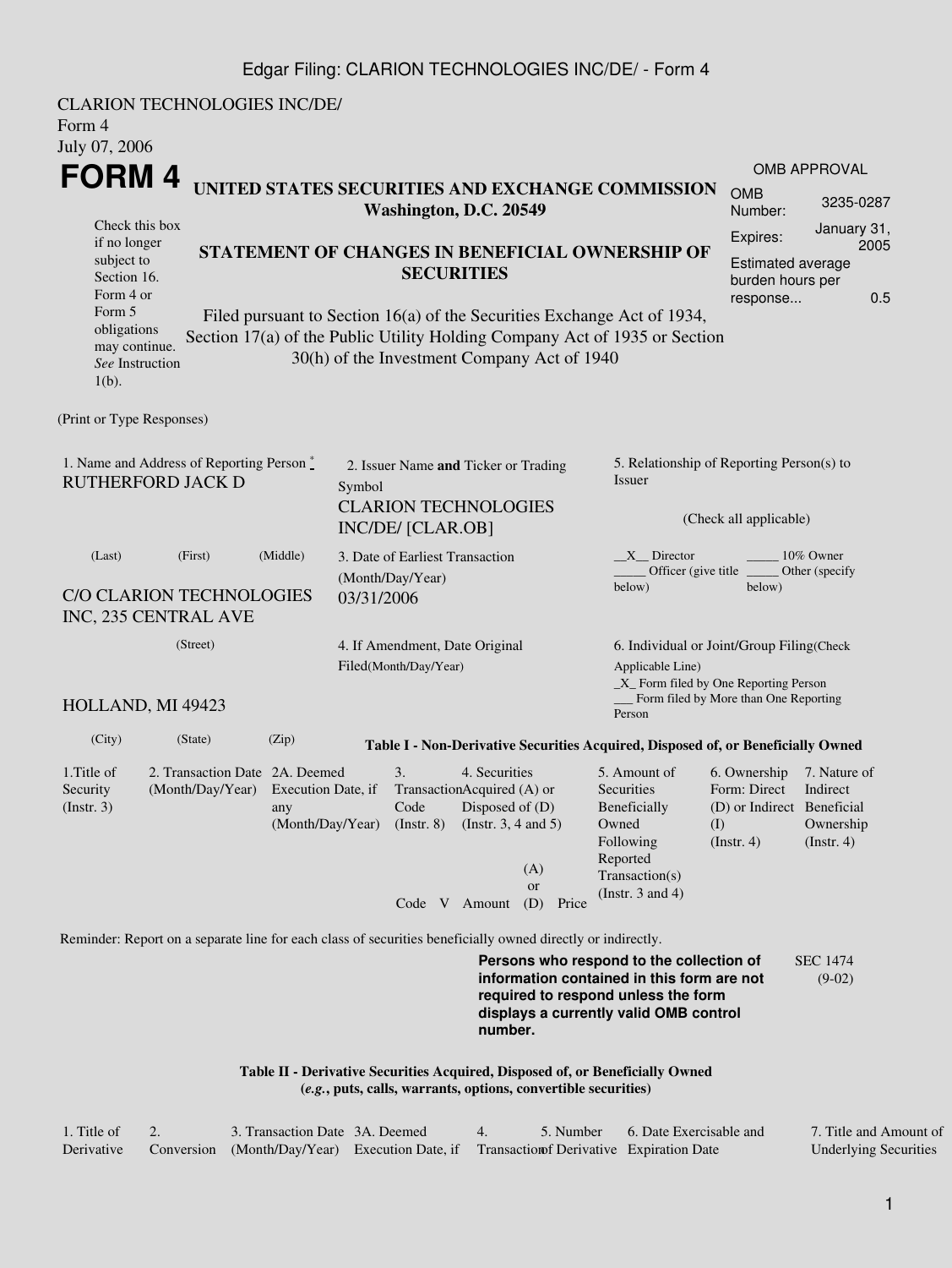CLARION TECHNOLOGIES INC/DE/
Form 4
July 07, 2006

# FORM 4

Check this box if no longer subject to Section 16. Form 4 or Form 5 obligations may continue. *See* Instruction 1(b).

## UNITED STATES SECURITIES AND EXCHANGE COMMISSION
**Washington, D.C. 20549**

## STATEMENT OF CHANGES IN BENEFICIAL OWNERSHIP OF SECURITIES

Filed pursuant to Section 16(a) of the Securities Exchange Act of 1934, Section 17(a) of the Public Utility Holding Company Act of 1935 or Section 30(h) of the Investment Company Act of 1940

| OMB APPROVAL | |
|---|---|
| OMB Number: | 3235-0287 |
| Expires: | January 31, 2005 |
| Estimated average burden hours per response... | 0.5 |

(Print or Type Responses)

| 1. Name and Address of Reporting Person * | 2. Issuer Name **and** Ticker or Trading Symbol | 5. Relationship of Reporting Person(s) to Issuer (Check all applicable) |
|---|---|---|
| RUTHERFORD JACK D (Last) (First) (Middle) | CLARION TECHNOLOGIES INC/DE/ [CLAR.OB] | __X__ Director _____ 10% Owner _____ Officer (give title below) _____ Other (specify below) |
| C/O CLARION TECHNOLOGIES INC, 235 CENTRAL AVE (Street) | 3. Date of Earliest Transaction (Month/Day/Year) 03/31/2006 | |
| HOLLAND, MI 49423 (City) (State) (Zip) | 4. If Amendment, Date Original Filed(Month/Day/Year) | 6. Individual or Joint/Group Filing(Check Applicable Line) _X_ Form filed by One Reporting Person ___ Form filed by More than One Reporting Person |

**Table I - Non-Derivative Securities Acquired, Disposed of, or Beneficially Owned**

| 1.Title of Security (Instr. 3) | 2. Transaction Date (Month/Day/Year) | 2A. Deemed Execution Date, if any (Month/Day/Year) | 3. Transaction Code (Instr. 8) | | 4. Securities Acquired (A) or Disposed of (D) (Instr. 3, 4 and 5) | | | 5. Amount of Securities Beneficially Owned Following Reported Transaction(s) (Instr. 3 and 4) | 6. Ownership Form: Direct (D) or Indirect (I) (Instr. 4) | 7. Nature of Indirect Beneficial Ownership (Instr. 4) |
|---|---|---|---|---|---|---|---|---|---|---|
| | | | Code | V | Amount | (A) or (D) | Price | | | |

Reminder: Report on a separate line for each class of securities beneficially owned directly or indirectly.

**Persons who respond to the collection of information contained in this form are not required to respond unless the form displays a currently valid OMB control number.**

SEC 1474 (9-02)

**Table II - Derivative Securities Acquired, Disposed of, or Beneficially Owned**
**(*e.g.*, puts, calls, warrants, options, convertible securities)**

| 1. Title of Derivative | 2. Conversion | 3. Transaction Date (Month/Day/Year) | 3A. Deemed Execution Date, if | 4. Transaction | 5. Number of Derivative | 6. Date Exercisable and Expiration Date | 7. Title and Amount of Underlying Securities |
|---|---|---|---|---|---|---|---|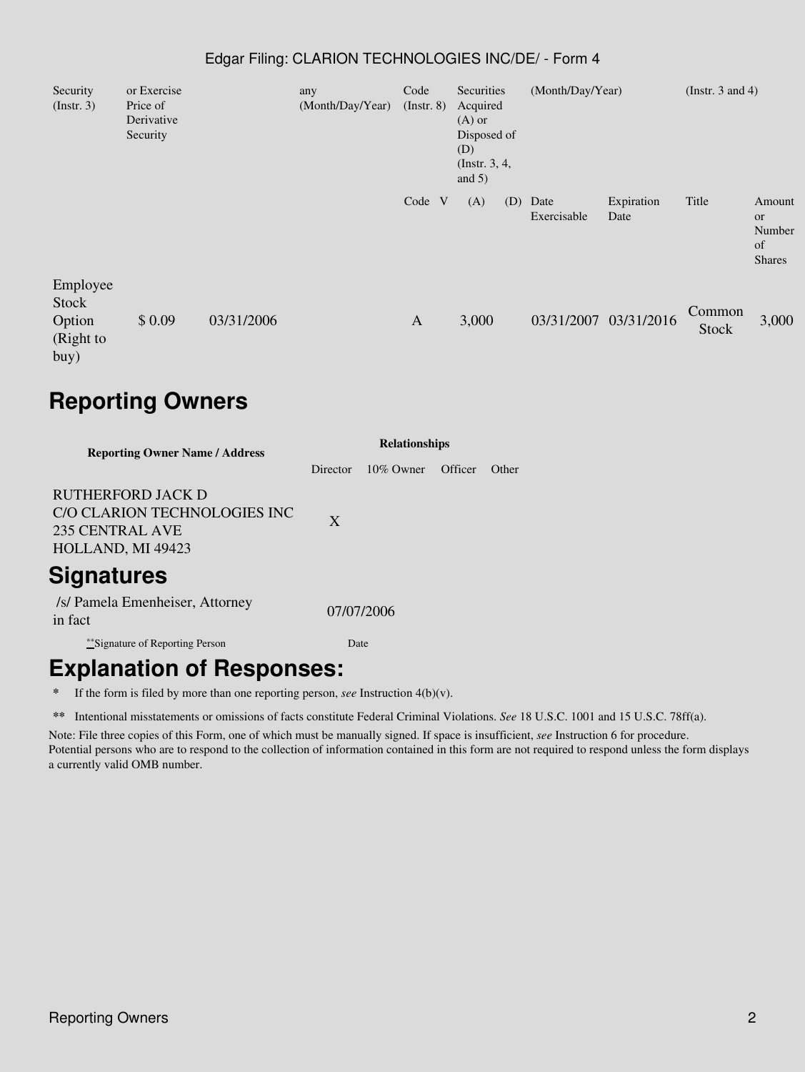| Security (Instr. 3) | or Exercise Price of Derivative Security | | any (Month/Day/Year) | Code (Instr. 8) | | Securities Acquired (A) or Disposed of (D) (Instr. 3, 4, and 5) | | (Month/Day/Year) | | (Instr. 3 and 4) | |
|---|---|---|---|---|---|---|---|---|---|---|---|
| | | | | Code | V | (A) | (D) | Date Exercisable | Expiration Date | Title | Amount or Number of Shares |
| Employee Stock Option (Right to buy) | $ 0.09 | 03/31/2006 | | A | | 3,000 | | 03/31/2007 | 03/31/2016 | Common Stock | 3,000 |

## Reporting Owners

| Reporting Owner Name / Address | Relationships | | | |
|---|---|---|---|---|
| | Director | 10% Owner | Officer | Other |
| RUTHERFORD JACK D<br>C/O CLARION TECHNOLOGIES INC<br>235 CENTRAL AVE<br>HOLLAND, MI 49423 | X | | | |

## Signatures

| | |
|---|---|
| /s/ Pamela Emenheiser, Attorney in fact | 07/07/2006 |
| **Signature of Reporting Person | Date |

## Explanation of Responses:

\* If the form is filed by more than one reporting person, *see* Instruction 4(b)(v).

\** Intentional misstatements or omissions of facts constitute Federal Criminal Violations. *See* 18 U.S.C. 1001 and 15 U.S.C. 78ff(a).

Note: File three copies of this Form, one of which must be manually signed. If space is insufficient, *see* Instruction 6 for procedure.
Potential persons who are to respond to the collection of information contained in this form are not required to respond unless the form displays a currently valid OMB number.